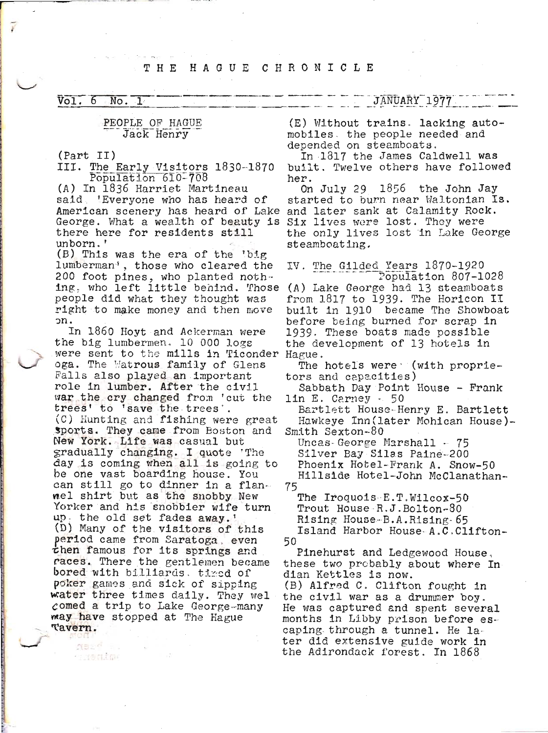# THE HAGUE CHRONICLE

Vol. 6 No. 1 JANUARY 1977

## PEOPLE OF HAGUE
### Jack Henry

(Part II)

III. The Early Visitors 1830-1870
Population 610-708

(A) In 1836 Harriet Martineau said 'Everyone who has heard of American scenery has heard of Lake George. What a wealth of beauty is there here for residents still unborn.'

(B) This was the era of the 'big lumberman', those who cleared the 200 foot pines, who planted nothing, who left little behind. Those people did what they thought was right to make money and then move on.

In 1860 Hoyt and Ackerman were the big lumbermen. 10 000 logs were sent to the mills in Ticonderoga. The Watrous family of Glens Falls also played an important role in lumber. After the civil war the cry changed from 'cut the trees' to 'save the trees'.

(C) Hunting and fishing were great sports. They came from Boston and New York. Life was casual but gradually changing. I quote 'The day is coming when all is going to be one vast boarding house. You can still go to dinner in a flannel shirt but as the snobby New Yorker and his snobbier wife turn up, the old set fades away.'

(D) Many of the visitors of this period came from Saratoga, even then famous for its springs and races. There the gentlemen became bored with billiards, tired of poker games and sick of sipping water three times daily. They welcomed a trip to Lake George-many may have stopped at The Hague Tavern.

(E) Without trains, lacking automobiles, the people needed and depended on steamboats.

In 1817 the James Caldwell was built. Twelve others have followed her.

On July 29 1856 the John Jay started to burn near Waltonian Is. and later sank at Calamity Rock. Six lives were lost. They were the only lives lost in Lake George steamboating.

IV. The Gilded Years 1870-1920
Population 807-1028

(A) Lake George had 13 steamboats from 1817 to 1939. The Horicon II built in 1910 became The Showboat before being burned for scrap in 1939. These boats made possible the development of 13 hotels in Hague.

The hotels were (with proprietors and capacities)

Sabbath Day Point House - Franklin E. Carney - 50
Bartlett House-Henry E. Bartlett
Hawkeye Inn(later Mohican House)-Smith Sexton-80
Uncas-George Marshall - 75
Silver Bay Silas Paine-200
Phoenix Hotel-Frank A. Snow-50
Hillside Hotel-John McClanathan-75
The Iroquois-E.T.Wilcox-50
Trout House-R.J.Bolton-80
Rising House-B.A.Rising-65
Island Harbor House-A.C.Clifton-50

Pinehurst and Ledgewood House, these two probably about where Indian Kettles is now.

(B) Alfred C. Clifton fought in the civil war as a drummer boy. He was captured and spent several months in Libby prison before escaping through a tunnel. He later did extensive guide work in the Adirondack forest. In 1868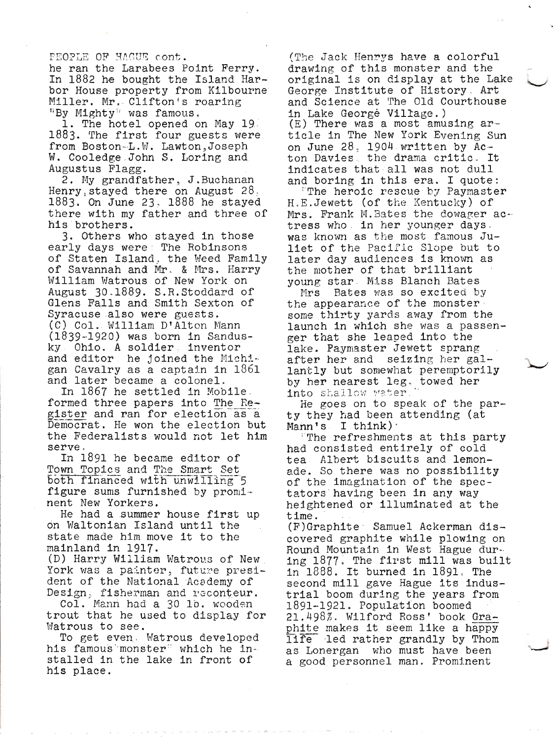PEOPLE OF HAGUE cont.

he ran the Larabees Point Ferry. In 1882 he bought the Island Harbor House property from Kilbourne Miller. Mr. Clifton's roaring "By Mighty" was famous.

1. The hotel opened on May 19, 1883. The first four guests were from Boston–L.W. Lawton, Joseph W. Cooledge, John S. Loring and Augustus Flagg.

2. My grandfather, J.Buchanan Henry, stayed there on August 28, 1883. On June 23, 1888 he stayed there with my father and three of his brothers.

3. Others who stayed in those early days were: The Robinsons of Staten Island, the Weed Family of Savannah and Mr. & Mrs. Harry William Watrous of New York on August 30, 1889. S.R.Stoddard of Glens Falls and Smith Sexton of Syracuse also were guests.

(C) Col. William D'Alton Mann (1839–1920) was born in Sandusky, Ohio. A soldier, inventor and editor, he joined the Michigan Cavalry as a captain in 1861 and later became a colonel.

In 1867 he settled in Mobile, formed three papers into The Register and ran for election as a Democrat. He won the election but the Federalists would not let him serve.

In 1891 he became editor of Town Topics and The Smart Set both financed with unwilling 5 figure sums furnished by prominent New Yorkers.

He had a summer house first up on Waltonian Island until the state made him move it to the mainland in 1917.

(D) Harry William Watrous of New York was a painter, future president of the National Academy of Design, fisherman and raconteur.

Col. Mann had a 30 lb. wooden trout that he used to display for Watrous to see.

To get even, Watrous developed his famous "monster" which he installed in the lake in front of his place.

(The Jack Henrys have a colorful drawing of this monster and the original is on display at the Lake George Institute of History, Art and Science at The Old Courthouse in Lake George Village.)

(E) There was a most amusing article in The New York Evening Sun on June 28, 1904 written by Acton Davies, the drama critic. It indicates that all was not dull and boring in this era. I quote:

"The heroic rescue by Paymaster H.E.Jewett (of the Kentucky) of Mrs. Frank M.Bates the dowager actress who, in her younger days, was known as the most famous Juliet of the Pacific Slope but to later day audiences is known as the mother of that brilliant young star, Miss Blanch Bates.

Mrs. Bates was so excited by the appearance of the monster some thirty yards away from the launch in which she was a passenger that she leaped into the lake. Paymaster Jewett sprang after her and seizing her gallantly but somewhat peremptorily by her nearest leg, towed her into shallow water."

He goes on to speak of the party they had been attending (at Mann's, I think).

"The refreshments at this party had consisted entirely of cold tea, Albert biscuits and lemonade. So there was no possibility of the imagination of the spectators having been in any way heightened or illuminated at the time."

(F) Graphite: Samuel Ackerman discovered graphite while plowing on Round Mountain in West Hague during 1877. The first mill was built in 1888. It burned in 1891. The second mill gave Hague its industrial boom during the years from 1891–1921. Population boomed 21.498%. Wilford Ross' book Graphite makes it seem like a happy life led rather grandly by Thomas Lonergan who must have been a good personnel man. Prominent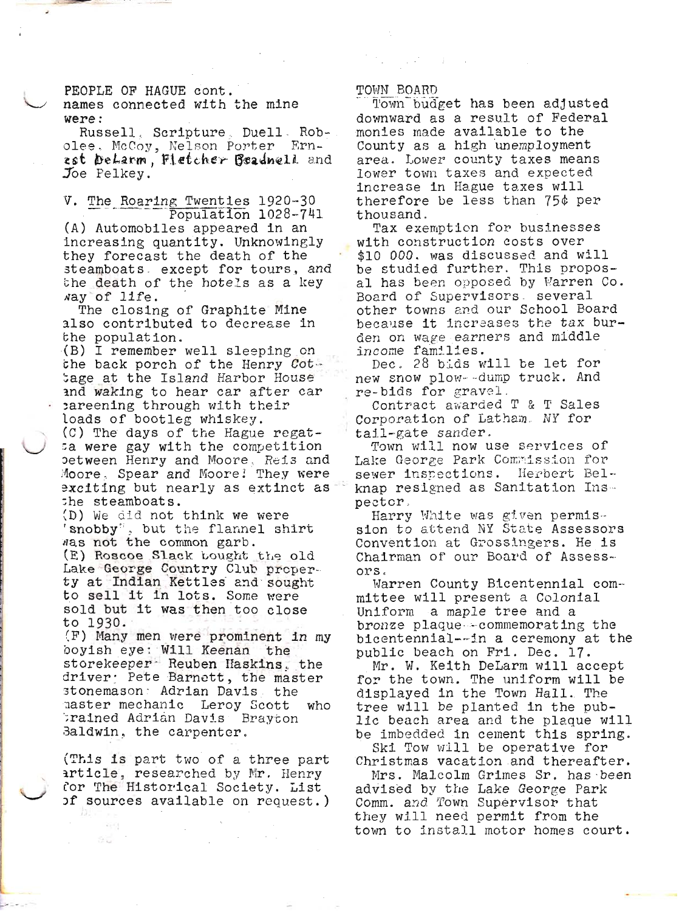PEOPLE OF HAGUE cont.
names connected with the mine were:

Russell, Scripture, Duell, Robolee, McCoy, Nelson Porter, Ernest DeLarm, Fletcher Beadnell and Joe Pelkey.

V. The Roaring Twenties 1920-30
Population 1028-741

(A) Automobiles appeared in an increasing quantity. Unknowingly they forecast the death of the steamboats, except for tours, and the death of the hotels as a key way of life.

The closing of Graphite Mine also contributed to decrease in the population.

(B) I remember well sleeping on the back porch of the Henry Cottage at the Island Harbor House and waking to hear car after car careening through with their loads of bootleg whiskey.

(C) The days of the Hague regatta were gay with the competition between Henry and Moore, Reis and Moore, Spear and Moore! They were exciting but nearly as extinct as the steamboats.

(D) We did not think we were "snobby", but the flannel shirt was not the common garb.

(E) Roscoe Slack bought the old Lake George Country Club property at Indian Kettles and sought to sell it in lots. Some were sold but it was then too close to 1930.

(F) Many men were prominent in my boyish eye: Will Keenan the storekeeper, Reuben Haskins, the driver; Pete Barnett, the master stonemason; Adrian Davis the master mechanic Leroy Scott who trained Adrian Davis Brayton Baldwin, the carpenter.

(This is part two of a three part article, researched by Mr. Henry for The Historical Society. List of sources available on request.)

TOWN BOARD

Town budget has been adjusted downward as a result of Federal monies made available to the County as a high unemployment area. Lower county taxes means lower town taxes and expected increase in Hague taxes will therefore be less than 75¢ per thousand.

Tax exemption for businesses with construction costs over $10 000. was discussed and will be studied further. This proposal has been opposed by Warren Co. Board of Supervisors, several other towns and our School Board because it increases the tax burden on wage earners and middle income families.

Dec. 28 bids will be let for new snow plow--dump truck. And re-bids for gravel.

Contract awarded T & T Sales Corporation of Latham, NY for tail-gate sander.

Town will now use services of Lake George Park Commission for sewer inspections. Herbert Belknap resigned as Sanitation Inspector.

Harry White was given permission to attend NY State Assessors Convention at Grossingers. He is Chairman of our Board of Assessors.

Warren County Bicentennial committee will present a Colonial Uniform a maple tree and a bronze plaque--commemorating the bicentennial--in a ceremony at the public beach on Fri. Dec. 17.

Mr. W. Keith DeLarm will accept for the town. The uniform will be displayed in the Town Hall. The tree will be planted in the public beach area and the plaque will be imbedded in cement this spring.

Ski Tow will be operative for Christmas vacation and thereafter.

Mrs. Malcolm Grimes Sr. has been advised by the Lake George Park Comm. and Town Supervisor that they will need permit from the town to install motor homes court.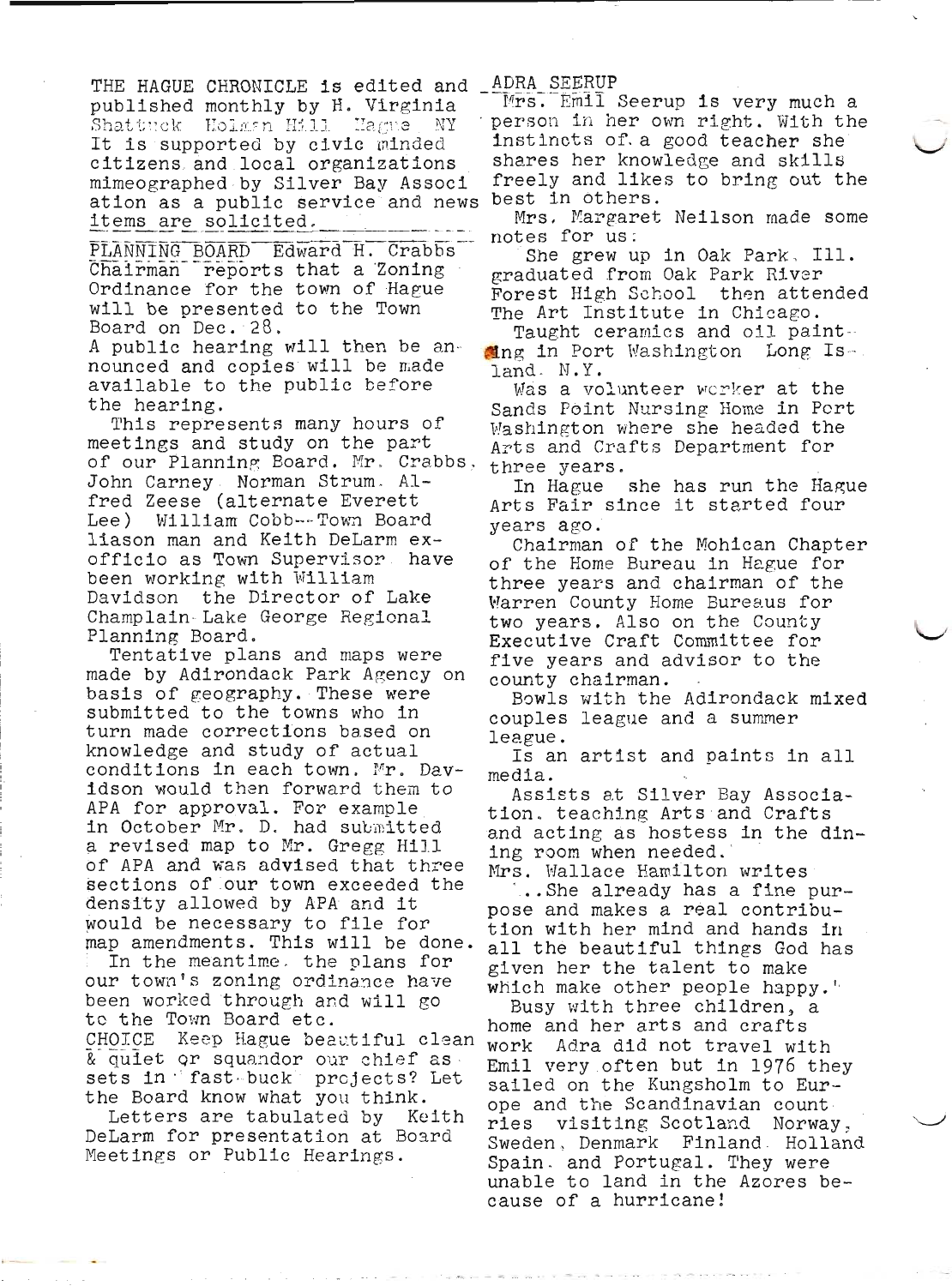THE HAGUE CHRONICLE is edited and published monthly by H. Virginia Shattuck Holman Hill Hague NY It is supported by civic minded citizens and local organizations mimeographed by Silver Bay Association as a public service and news items are solicited.

PLANNING BOARD Edward H. Crabbs Chairman reports that a Zoning Ordinance for the town of Hague will be presented to the Town Board on Dec. 28.

A public hearing will then be announced and copies will be made available to the public before the hearing.

This represents many hours of meetings and study on the part of our Planning Board. Mr. Crabbs, John Carney, Norman Strum, Alfred Zeese (alternate Everett Lee) William Cobb--Town Board liason man and Keith DeLarm ex-officio as Town Supervisor have been working with William Davidson the Director of Lake Champlain-Lake George Regional Planning Board.

Tentative plans and maps were made by Adirondack Park Agency on basis of geography. These were submitted to the towns who in turn made corrections based on knowledge and study of actual conditions in each town. Mr. Davidson would then forward them to APA for approval. For example in October Mr. D. had submitted a revised map to Mr. Gregg Hill of APA and was advised that three sections of our town exceeded the density allowed by APA and it would be necessary to file for map amendments. This will be done.

In the meantime, the plans for our town's zoning ordinance have been worked through and will go to the Town Board etc.

CHOICE Keep Hague beautiful clean & quiet or squandor our chief assets in fast-buck projects? Let the Board know what you think.

Letters are tabulated by Keith DeLarm for presentation at Board Meetings or Public Hearings.

ADRA SEERUP

Mrs. Emil Seerup is very much a person in her own right. With the instincts of a good teacher she shares her knowledge and skills freely and likes to bring out the best in others.

Mrs. Margaret Neilson made some notes for us:

She grew up in Oak Park, Ill. graduated from Oak Park River Forest High School then attended The Art Institute in Chicago.

Taught ceramics and oil painting in Port Washington Long Island, N.Y.

Was a volunteer worker at the Sands Point Nursing Home in Port Washington where she headed the Arts and Crafts Department for three years.

In Hague she has run the Hague Arts Fair since it started four years ago.

Chairman of the Mohican Chapter of the Home Bureau in Hague for three years and chairman of the Warren County Home Bureaus for two years. Also on the County Executive Craft Committee for five years and advisor to the county chairman.

Bowls with the Adirondack mixed couples league and a summer league.

Is an artist and paints in all media.

Assists at Silver Bay Association, teaching Arts and Crafts and acting as hostess in the dining room when needed.

Mrs. Wallace Hamilton writes

"..She already has a fine purpose and makes a real contribution with her mind and hands in all the beautiful things God has given her the talent to make which make other people happy."

Busy with three children, a home and her arts and crafts work Adra did not travel with Emil very often but in 1976 they sailed on the Kungsholm to Europe and the Scandinavian countries visiting Scotland Norway, Sweden, Denmark Finland Holland Spain, and Portugal. They were unable to land in the Azores because of a hurricane!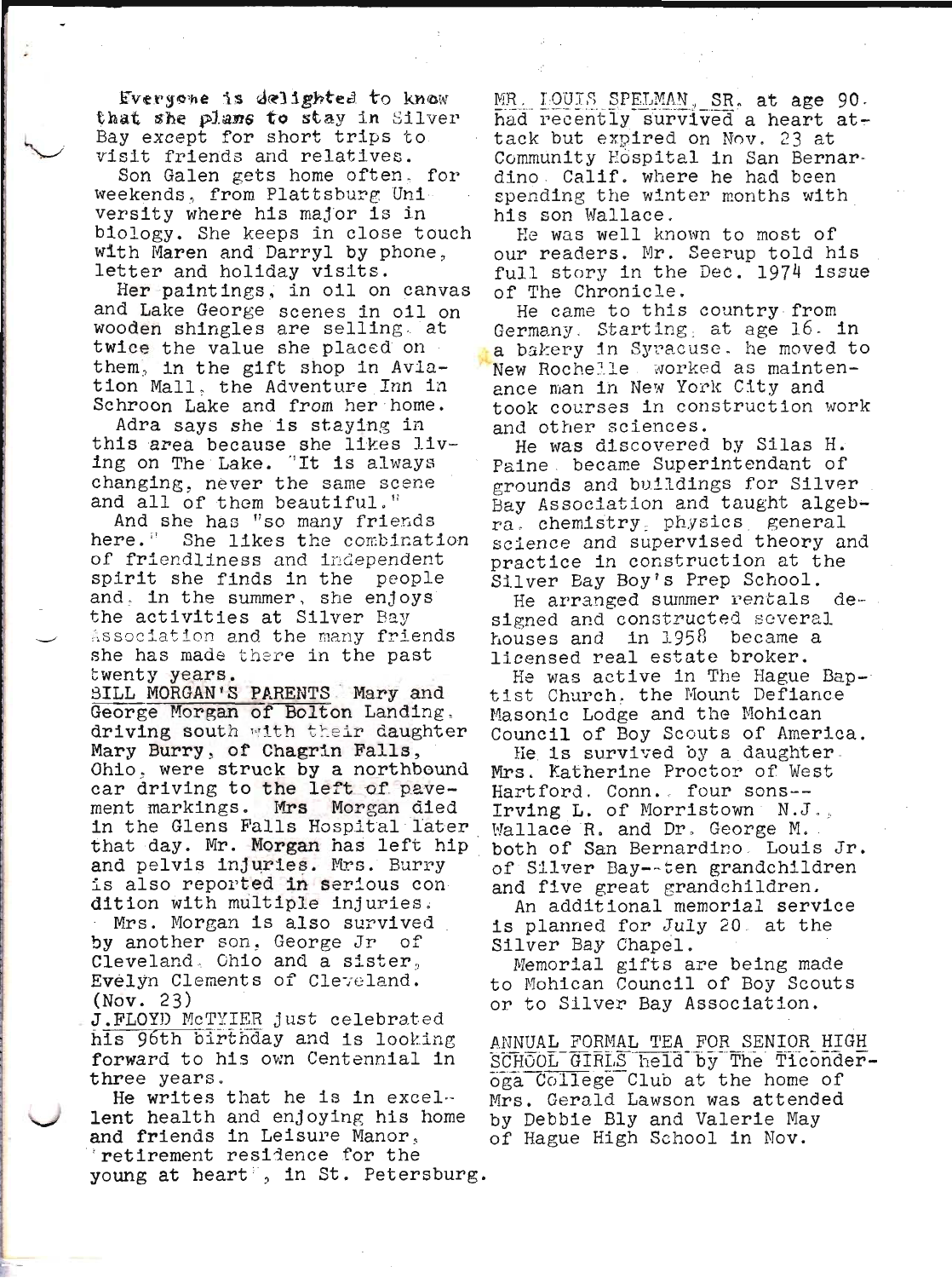Everyone is delighted to know that she plans to stay in Silver Bay except for short trips to visit friends and relatives.

Son Galen gets home often, for weekends, from Plattsburg University where his major is in biology. She keeps in close touch with Maren and Darryl by phone, letter and holiday visits.

Her paintings, in oil on canvas and Lake George scenes in oil on wooden shingles are selling, at twice the value she placed on them, in the gift shop in Aviation Mall, the Adventure Inn in Schroon Lake and from her home.

Adra says she is staying in this area because she likes living on The Lake. "It is always changing, never the same scene and all of them beautiful."

And she has "so many friends here." She likes the combination of friendliness and independent spirit she finds in the people and, in the summer, she enjoys the activities at Silver Bay Association and the many friends she has made there in the past twenty years.

BILL MORGAN'S PARENTS Mary and George Morgan of Bolton Landing, driving south with their daughter Mary Burry, of Chagrin Falls, Ohio, were struck by a northbound car driving to the left of pavement markings. Mrs Morgan died in the Glens Falls Hospital later that day. Mr. Morgan has left hip and pelvis injuries. Mrs. Burry is also reported in serious condition with multiple injuries.

Mrs. Morgan is also survived by another son, George Jr of Cleveland, Ohio and a sister, Evelyn Clements of Cleveland. (Nov. 23)

J.FLOYD McTYIER just celebrated his 96th birthday and is looking forward to his own Centennial in three years.

He writes that he is in excellent health and enjoying his home and friends in Leisure Manor, "retirement residence for the young at heart", in St. Petersburg.

MR. LOUIS SPELMAN, SR. at age 90 had recently survived a heart attack but expired on Nov. 23 at Community Hospital in San Bernardino, Calif. where he had been spending the winter months with his son Wallace.

He was well known to most of our readers. Mr. Seerup told his full story in the Dec. 1974 issue of The Chronicle.

He came to this country from Germany. Starting, at age 16, in a bakery in Syracuse, he moved to New Rochelle, worked as maintenance man in New York City and took courses in construction work and other sciences.

He was discovered by Silas H. Paine, became Superintendant of grounds and buildings for Silver Bay Association and taught algebra, chemistry, physics, general science and supervised theory and practice in construction at the Silver Bay Boy's Prep School.

He arranged summer rentals, designed and constructed several houses and in 1958 became a licensed real estate broker.

He was active in The Hague Baptist Church, the Mount Defiance Masonic Lodge and the Mohican Council of Boy Scouts of America.

He is survived by a daughter, Mrs. Katherine Proctor of West Hartford, Conn., four sons--Irving L. of Morristown, N.J., Wallace R. and Dr. George M. both of San Bernardino, Louis Jr. of Silver Bay--ten grandchildren and five great grandchildren.

An additional memorial service is planned for July 20 at the Silver Bay Chapel.

Memorial gifts are being made to Mohican Council of Boy Scouts or to Silver Bay Association.

ANNUAL FORMAL TEA FOR SENIOR HIGH SCHOOL GIRLS held by The Ticonderoga College Club at the home of Mrs. Gerald Lawson was attended by Debbie Bly and Valerie May of Hague High School in Nov.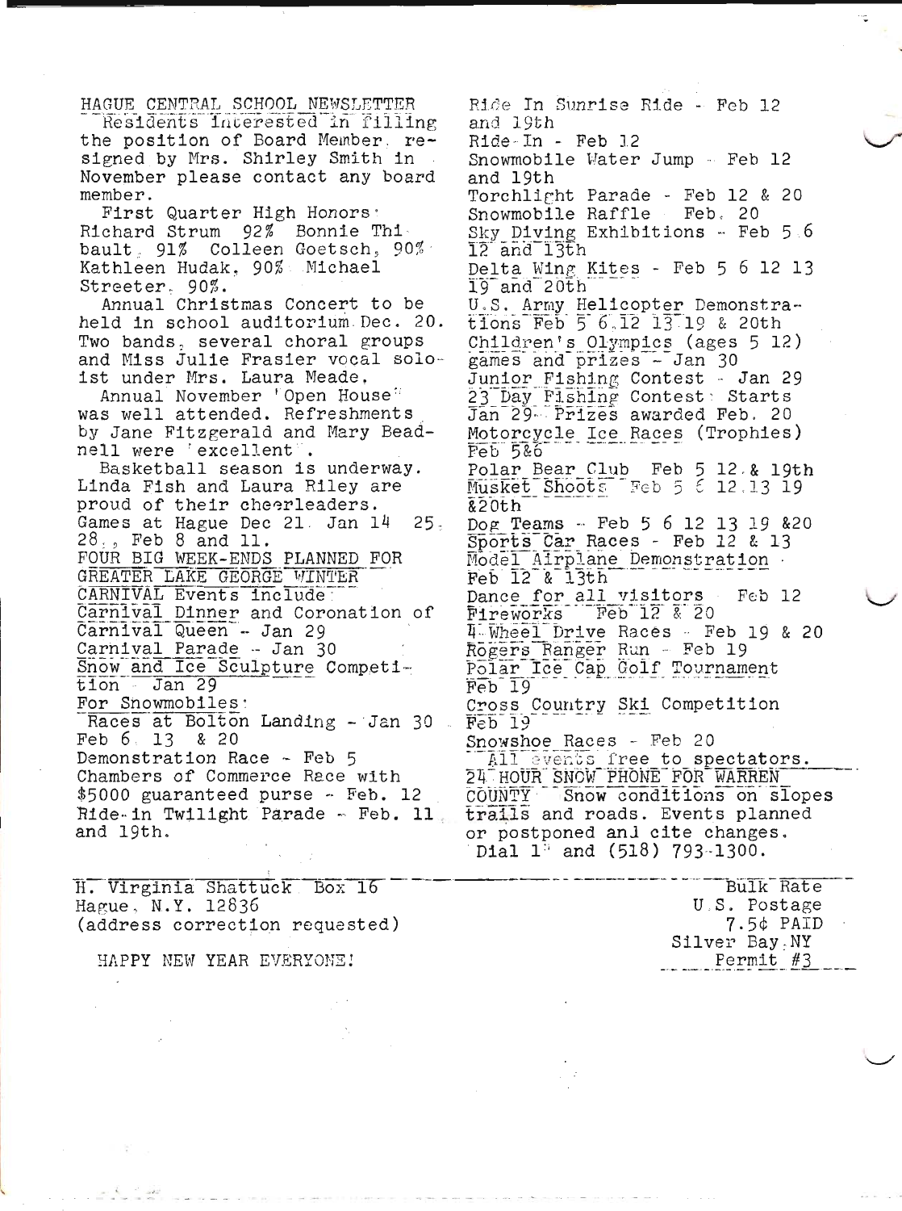HAGUE CENTRAL SCHOOL NEWSLETTER

Residents interested in filling the position of Board Member, resigned by Mrs. Shirley Smith in November please contact any board member.

First Quarter High Honors: Richard Strum 92% Bonnie Thibault, 91% Colleen Goetsch, 90% Kathleen Hudak, 90% Michael Streeter, 90%.

Annual Christmas Concert to be held in school auditorium Dec. 20. Two bands, several choral groups and Miss Julie Frasier vocal soloist under Mrs. Laura Meade.

Annual November 'Open House' was well attended. Refreshments by Jane Fitzgerald and Mary Beadnell were 'excellent'.

Basketball season is underway. Linda Fish and Laura Riley are proud of their cheerleaders. Games at Hague Dec 21, Jan 14, 25, 28., Feb 8 and 11.

FOUR BIG WEEK-ENDS PLANNED FOR GREATER LAKE GEORGE WINTER CARNIVAL Events include:

Carnival Dinner and Coronation of Carnival Queen - Jan 29
Carnival Parade - Jan 30
Snow and Ice Sculpture Competition - Jan 29
For Snowmobiles:
Races at Bolton Landing - Jan 30 Feb 6, 13 & 20
Demonstration Race - Feb 5
Chambers of Commerce Race with $5000 guaranteed purse - Feb. 12
Ride-in Twilight Parade - Feb. 11 and 19th.
Ride In Sunrise Ride - Feb 12 and 19th
Ride-In - Feb 12
Snowmobile Water Jump - Feb 12 and 19th
Torchlight Parade - Feb 12 & 20
Snowmobile Raffle Feb. 20
Sky Diving Exhibitions - Feb 5 6 12 and 13th
Delta Wing Kites - Feb 5 6 12 13 19 and 20th
U.S. Army Helicopter Demonstrations Feb 5 6, 12 13 19 & 20th
Children's Olympics (ages 5 12) games and prizes - Jan 30
Junior Fishing Contest - Jan 29
23 Day Fishing Contest: Starts Jan 29 Prizes awarded Feb. 20
Motorcycle Ice Races (Trophies) Feb 5&6
Polar Bear Club Feb 5 12 & 19th
Musket Shoots Feb 5 6 12 13 19 &20th
Dog Teams - Feb 5 6 12 13 19 &20
Sports Car Races - Feb 12 & 13
Model Airplane Demonstration Feb 12 & 13th
Dance for all visitors Feb 12
Fireworks Feb 12 & 20
4-Wheel Drive Races - Feb 19 & 20
Rogers Ranger Run - Feb 19
Polar Ice Cap Golf Tournament Feb 19
Cross Country Ski Competition Feb 19
Snowshoe Races - Feb 20

All events free to spectators.

24 HOUR SNOW PHONE FOR WARREN COUNTY Snow conditions on slopes trails and roads. Events planned or postponed and cite changes. Dial 1 and (518) 793-1300.

H. Virginia Shattuck Box 16
Hague, N.Y. 12836
(address correction requested)

HAPPY NEW YEAR EVERYONE!

Bulk Rate
U.S. Postage
7.5¢ PAID
Silver Bay, NY
Permit #3